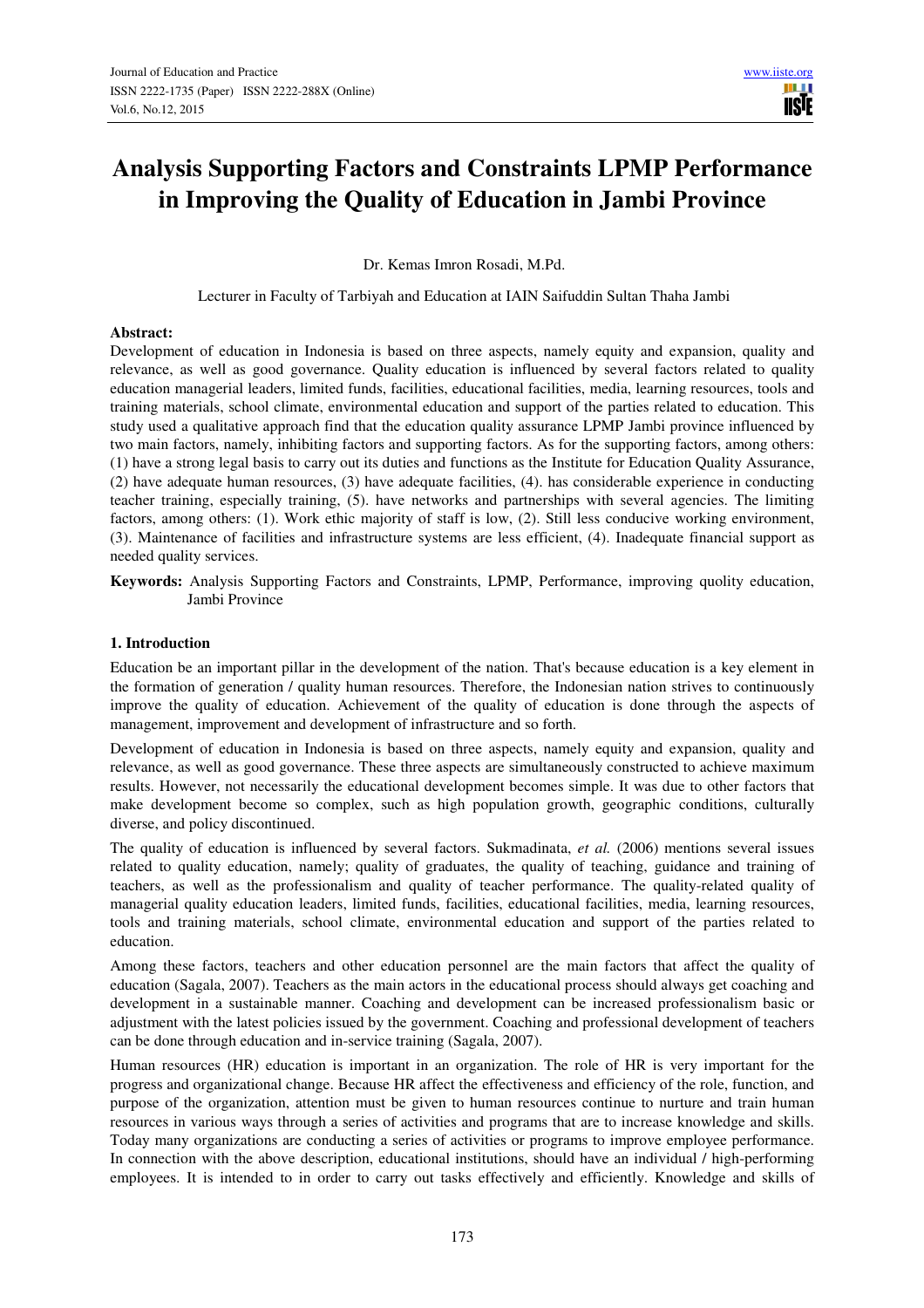# Analysis Supporting Factors and Constraints LPMP Performance in Improving the Quality of Education in Jambi Province

Dr. Kemas Imron Rosadi, M.Pd.

Lecturer in Faculty of Tarbiyah and Education at IAIN Saifuddin Sultan Thaha Jambi

**Abstract:**

Development of education in Indonesia is based on three aspects, namely equity and expansion, quality and relevance, as well as good governance. Quality education is influenced by several factors related to quality education managerial leaders, limited funds, facilities, educational facilities, media, learning resources, tools and training materials, school climate, environmental education and support of the parties related to education. This study used a qualitative approach find that the education quality assurance LPMP Jambi province influenced by two main factors, namely, inhibiting factors and supporting factors. As for the supporting factors, among others: (1) have a strong legal basis to carry out its duties and functions as the Institute for Education Quality Assurance, (2) have adequate human resources, (3) have adequate facilities, (4). has considerable experience in conducting teacher training, especially training, (5). have networks and partnerships with several agencies. The limiting factors, among others: (1). Work ethic majority of staff is low, (2). Still less conducive working environment, (3). Maintenance of facilities and infrastructure systems are less efficient, (4). Inadequate financial support as needed quality services.

**Keywords:** Analysis Supporting Factors and Constraints, LPMP, Performance, improving quolity education, Jambi Province

## 1. Introduction

Education be an important pillar in the development of the nation. That's because education is a key element in the formation of generation / quality human resources. Therefore, the Indonesian nation strives to continuously improve the quality of education. Achievement of the quality of education is done through the aspects of management, improvement and development of infrastructure and so forth.

Development of education in Indonesia is based on three aspects, namely equity and expansion, quality and relevance, as well as good governance. These three aspects are simultaneously constructed to achieve maximum results. However, not necessarily the educational development becomes simple. It was due to other factors that make development become so complex, such as high population growth, geographic conditions, culturally diverse, and policy discontinued.

The quality of education is influenced by several factors. Sukmadinata, *et al.* (2006) mentions several issues related to quality education, namely; quality of graduates, the quality of teaching, guidance and training of teachers, as well as the professionalism and quality of teacher performance. The quality-related quality of managerial quality education leaders, limited funds, facilities, educational facilities, media, learning resources, tools and training materials, school climate, environmental education and support of the parties related to education.

Among these factors, teachers and other education personnel are the main factors that affect the quality of education (Sagala, 2007). Teachers as the main actors in the educational process should always get coaching and development in a sustainable manner. Coaching and development can be increased professionalism basic or adjustment with the latest policies issued by the government. Coaching and professional development of teachers can be done through education and in-service training (Sagala, 2007).

Human resources (HR) education is important in an organization. The role of HR is very important for the progress and organizational change. Because HR affect the effectiveness and efficiency of the role, function, and purpose of the organization, attention must be given to human resources continue to nurture and train human resources in various ways through a series of activities and programs that are to increase knowledge and skills. Today many organizations are conducting a series of activities or programs to improve employee performance. In connection with the above description, educational institutions, should have an individual / high-performing employees. It is intended to in order to carry out tasks effectively and efficiently. Knowledge and skills of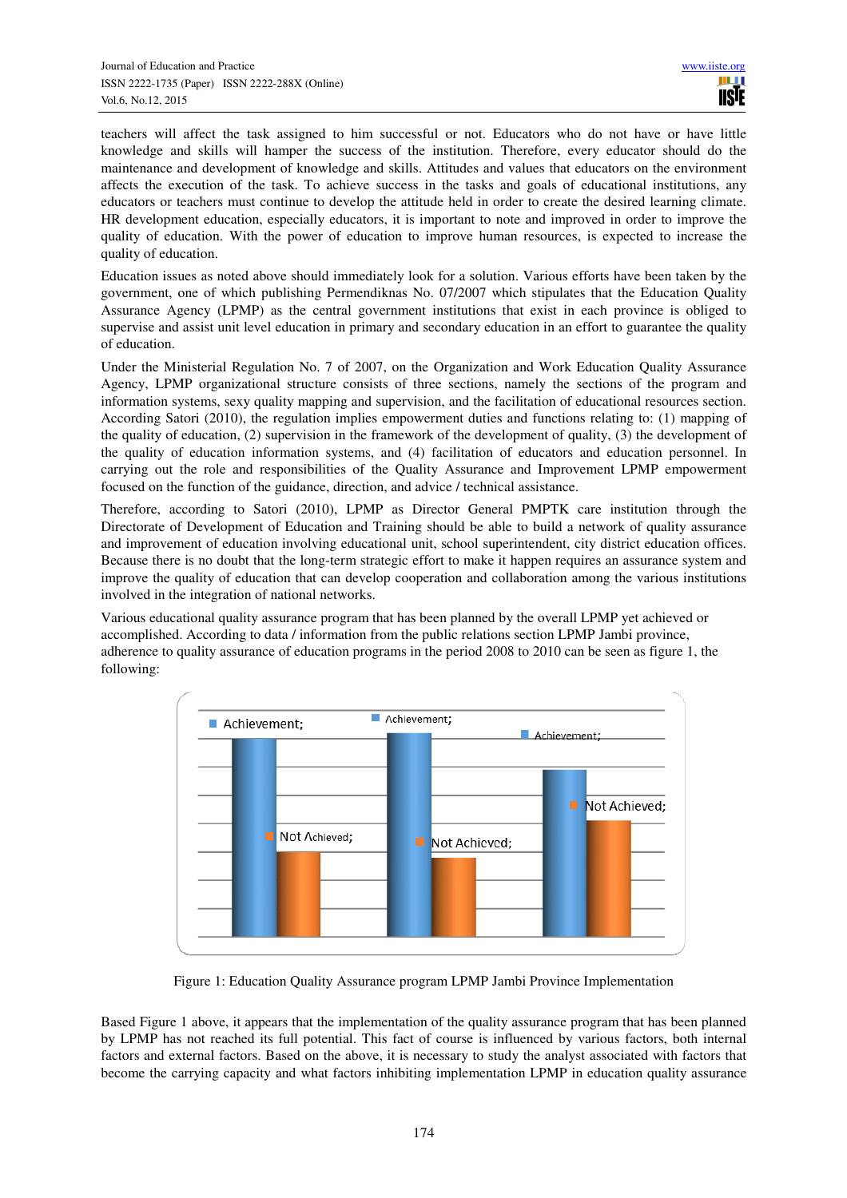teachers will affect the task assigned to him successful or not. Educators who do not have or have little knowledge and skills will hamper the success of the institution. Therefore, every educator should do the maintenance and development of knowledge and skills. Attitudes and values that educators on the environment affects the execution of the task. To achieve success in the tasks and goals of educational institutions, any educators or teachers must continue to develop the attitude held in order to create the desired learning climate. HR development education, especially educators, it is important to note and improved in order to improve the quality of education. With the power of education to improve human resources, is expected to increase the quality of education.

Education issues as noted above should immediately look for a solution. Various efforts have been taken by the government, one of which publishing Permendiknas No. 07/2007 which stipulates that the Education Quality Assurance Agency (LPMP) as the central government institutions that exist in each province is obliged to supervise and assist unit level education in primary and secondary education in an effort to guarantee the quality of education.

Under the Ministerial Regulation No. 7 of 2007, on the Organization and Work Education Quality Assurance Agency, LPMP organizational structure consists of three sections, namely the sections of the program and information systems, sexy quality mapping and supervision, and the facilitation of educational resources section. According Satori (2010), the regulation implies empowerment duties and functions relating to: (1) mapping of the quality of education, (2) supervision in the framework of the development of quality, (3) the development of the quality of education information systems, and (4) facilitation of educators and education personnel. In carrying out the role and responsibilities of the Quality Assurance and Improvement LPMP empowerment focused on the function of the guidance, direction, and advice / technical assistance.

Therefore, according to Satori (2010), LPMP as Director General PMPTK care institution through the Directorate of Development of Education and Training should be able to build a network of quality assurance and improvement of education involving educational unit, school superintendent, city district education offices. Because there is no doubt that the long-term strategic effort to make it happen requires an assurance system and improve the quality of education that can develop cooperation and collaboration among the various institutions involved in the integration of national networks.

Various educational quality assurance program that has been planned by the overall LPMP yet achieved or accomplished. According to data / information from the public relations section LPMP Jambi province, adherence to quality assurance of education programs in the period 2008 to 2010 can be seen as figure 1, the following:

Figure 1: Education Quality Assurance program LPMP Jambi Province Implementation

Based Figure 1 above, it appears that the implementation of the quality assurance program that has been planned by LPMP has not reached its full potential. This fact of course is influenced by various factors, both internal factors and external factors. Based on the above, it is necessary to study the analyst associated with factors that become the carrying capacity and what factors inhibiting implementation LPMP in education quality assurance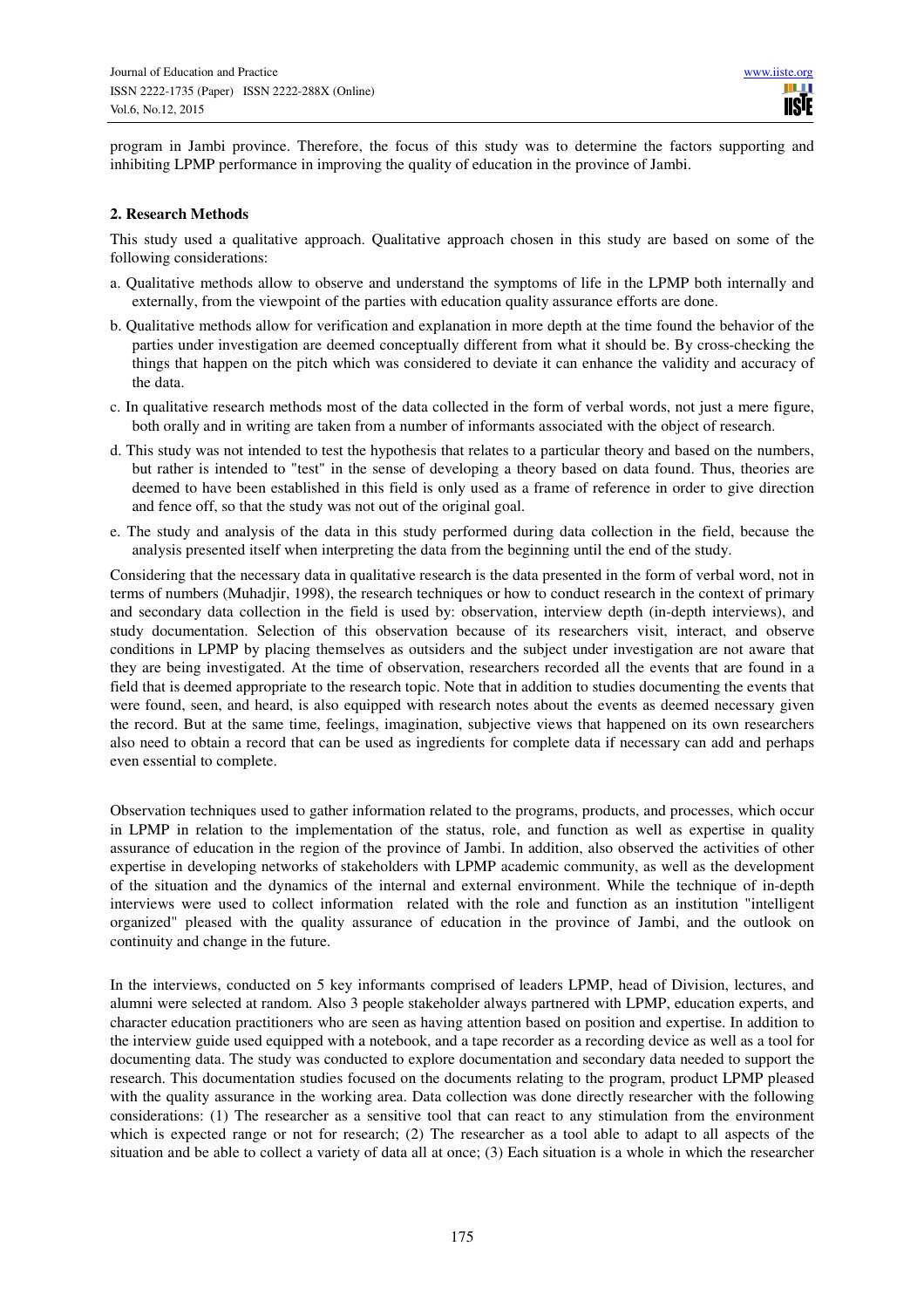program in Jambi province. Therefore, the focus of this study was to determine the factors supporting and inhibiting LPMP performance in improving the quality of education in the province of Jambi.

## 2. Research Methods

This study used a qualitative approach. Qualitative approach chosen in this study are based on some of the following considerations:

a. Qualitative methods allow to observe and understand the symptoms of life in the LPMP both internally and externally, from the viewpoint of the parties with education quality assurance efforts are done.

b. Qualitative methods allow for verification and explanation in more depth at the time found the behavior of the parties under investigation are deemed conceptually different from what it should be. By cross-checking the things that happen on the pitch which was considered to deviate it can enhance the validity and accuracy of the data.

c. In qualitative research methods most of the data collected in the form of verbal words, not just a mere figure, both orally and in writing are taken from a number of informants associated with the object of research.

d. This study was not intended to test the hypothesis that relates to a particular theory and based on the numbers, but rather is intended to "test" in the sense of developing a theory based on data found. Thus, theories are deemed to have been established in this field is only used as a frame of reference in order to give direction and fence off, so that the study was not out of the original goal.

e. The study and analysis of the data in this study performed during data collection in the field, because the analysis presented itself when interpreting the data from the beginning until the end of the study.

Considering that the necessary data in qualitative research is the data presented in the form of verbal word, not in terms of numbers (Muhadjir, 1998), the research techniques or how to conduct research in the context of primary and secondary data collection in the field is used by: observation, interview depth (in-depth interviews), and study documentation. Selection of this observation because of its researchers visit, interact, and observe conditions in LPMP by placing themselves as outsiders and the subject under investigation are not aware that they are being investigated. At the time of observation, researchers recorded all the events that are found in a field that is deemed appropriate to the research topic. Note that in addition to studies documenting the events that were found, seen, and heard, is also equipped with research notes about the events as deemed necessary given the record. But at the same time, feelings, imagination, subjective views that happened on its own researchers also need to obtain a record that can be used as ingredients for complete data if necessary can add and perhaps even essential to complete.

Observation techniques used to gather information related to the programs, products, and processes, which occur in LPMP in relation to the implementation of the status, role, and function as well as expertise in quality assurance of education in the region of the province of Jambi. In addition, also observed the activities of other expertise in developing networks of stakeholders with LPMP academic community, as well as the development of the situation and the dynamics of the internal and external environment. While the technique of in-depth interviews were used to collect information related with the role and function as an institution "intelligent organized" pleased with the quality assurance of education in the province of Jambi, and the outlook on continuity and change in the future.

In the interviews, conducted on 5 key informants comprised of leaders LPMP, head of Division, lectures, and alumni were selected at random. Also 3 people stakeholder always partnered with LPMP, education experts, and character education practitioners who are seen as having attention based on position and expertise. In addition to the interview guide used equipped with a notebook, and a tape recorder as a recording device as well as a tool for documenting data. The study was conducted to explore documentation and secondary data needed to support the research. This documentation studies focused on the documents relating to the program, product LPMP pleased with the quality assurance in the working area. Data collection was done directly researcher with the following considerations: (1) The researcher as a sensitive tool that can react to any stimulation from the environment which is expected range or not for research; (2) The researcher as a tool able to adapt to all aspects of the situation and be able to collect a variety of data all at once; (3) Each situation is a whole in which the researcher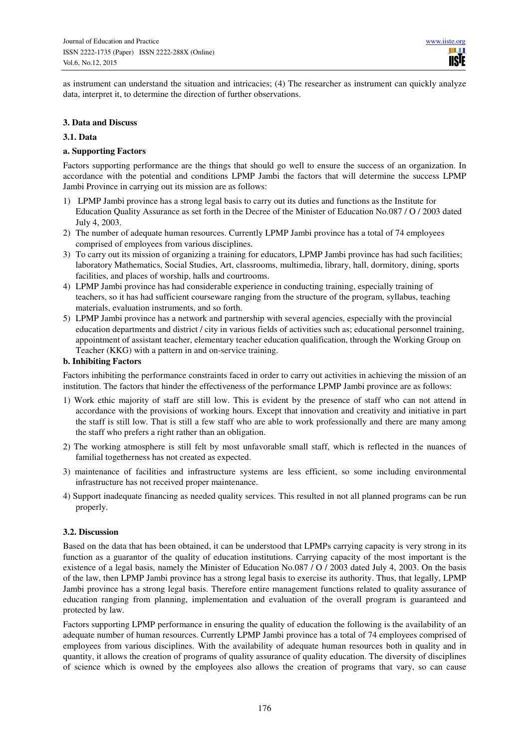as instrument can understand the situation and intricacies; (4) The researcher as instrument can quickly analyze data, interpret it, to determine the direction of further observations.

## 3. Data and Discuss

### 3.1. Data

**a. Supporting Factors**

Factors supporting performance are the things that should go well to ensure the success of an organization. In accordance with the potential and conditions LPMP Jambi the factors that will determine the success LPMP Jambi Province in carrying out its mission are as follows:

1) LPMP Jambi province has a strong legal basis to carry out its duties and functions as the Institute for Education Quality Assurance as set forth in the Decree of the Minister of Education No.087 / O / 2003 dated July 4, 2003.
2) The number of adequate human resources. Currently LPMP Jambi province has a total of 74 employees comprised of employees from various disciplines.
3) To carry out its mission of organizing a training for educators, LPMP Jambi province has had such facilities; laboratory Mathematics, Social Studies, Art, classrooms, multimedia, library, hall, dormitory, dining, sports facilities, and places of worship, halls and courtrooms.
4) LPMP Jambi province has had considerable experience in conducting training, especially training of teachers, so it has had sufficient courseware ranging from the structure of the program, syllabus, teaching materials, evaluation instruments, and so forth.
5) LPMP Jambi province has a network and partnership with several agencies, especially with the provincial education departments and district / city in various fields of activities such as; educational personnel training, appointment of assistant teacher, elementary teacher education qualification, through the Working Group on Teacher (KKG) with a pattern in and on-service training.

**b. Inhibiting Factors**

Factors inhibiting the performance constraints faced in order to carry out activities in achieving the mission of an institution. The factors that hinder the effectiveness of the performance LPMP Jambi province are as follows:

1) Work ethic majority of staff are still low. This is evident by the presence of staff who can not attend in accordance with the provisions of working hours. Except that innovation and creativity and initiative in part the staff is still low. That is still a few staff who are able to work professionally and there are many among the staff who prefers a right rather than an obligation.
2) The working atmosphere is still felt by most unfavorable small staff, which is reflected in the nuances of familial togetherness has not created as expected.
3) maintenance of facilities and infrastructure systems are less efficient, so some including environmental infrastructure has not received proper maintenance.
4) Support inadequate financing as needed quality services. This resulted in not all planned programs can be run properly.

### 3.2. Discussion

Based on the data that has been obtained, it can be understood that LPMPs carrying capacity is very strong in its function as a guarantor of the quality of education institutions. Carrying capacity of the most important is the existence of a legal basis, namely the Minister of Education No.087 / O / 2003 dated July 4, 2003. On the basis of the law, then LPMP Jambi province has a strong legal basis to exercise its authority. Thus, that legally, LPMP Jambi province has a strong legal basis. Therefore entire management functions related to quality assurance of education ranging from planning, implementation and evaluation of the overall program is guaranteed and protected by law.

Factors supporting LPMP performance in ensuring the quality of education the following is the availability of an adequate number of human resources. Currently LPMP Jambi province has a total of 74 employees comprised of employees from various disciplines. With the availability of adequate human resources both in quality and in quantity, it allows the creation of programs of quality assurance of quality education. The diversity of disciplines of science which is owned by the employees also allows the creation of programs that vary, so can cause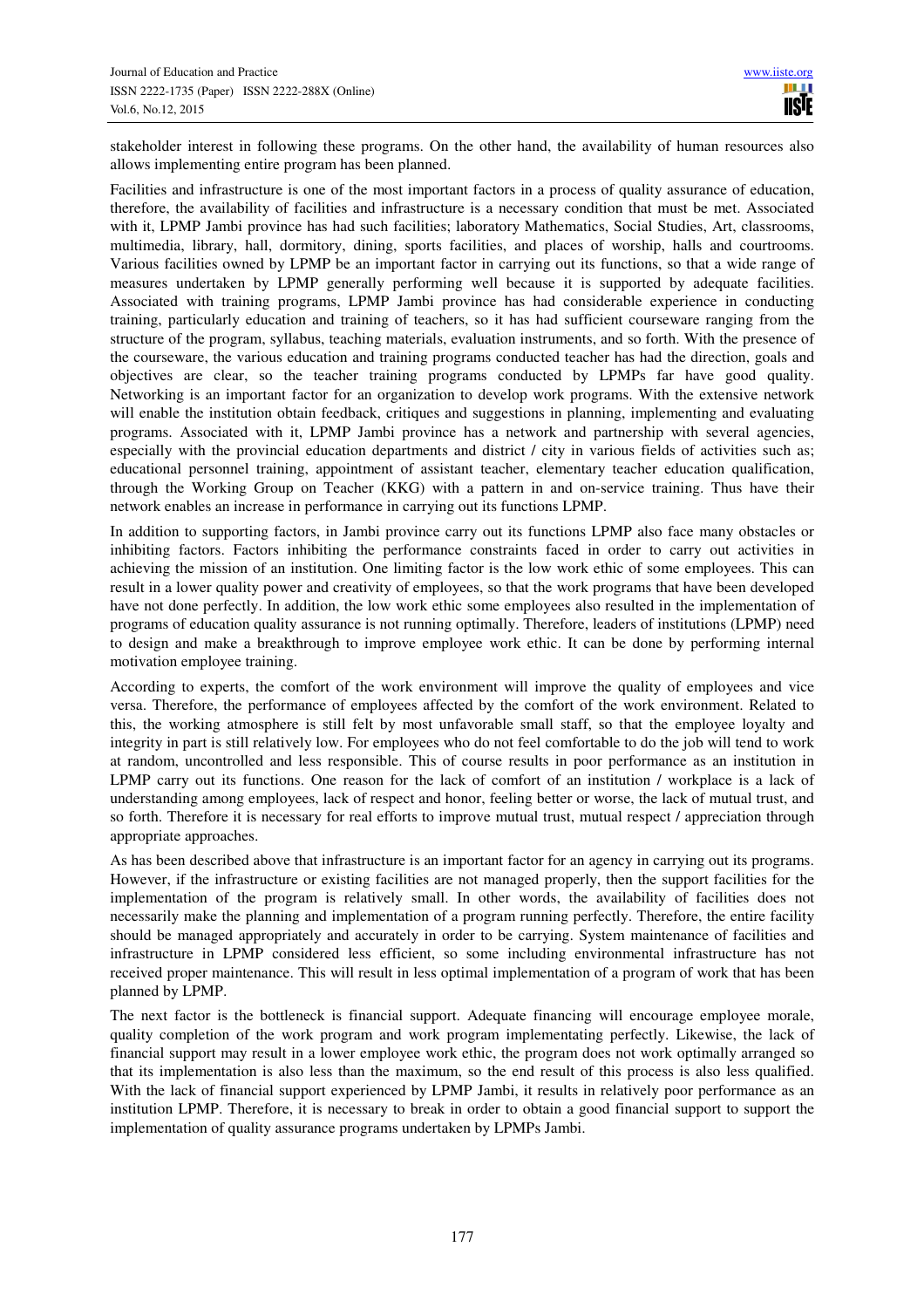stakeholder interest in following these programs. On the other hand, the availability of human resources also allows implementing entire program has been planned.

Facilities and infrastructure is one of the most important factors in a process of quality assurance of education, therefore, the availability of facilities and infrastructure is a necessary condition that must be met. Associated with it, LPMP Jambi province has had such facilities; laboratory Mathematics, Social Studies, Art, classrooms, multimedia, library, hall, dormitory, dining, sports facilities, and places of worship, halls and courtrooms. Various facilities owned by LPMP be an important factor in carrying out its functions, so that a wide range of measures undertaken by LPMP generally performing well because it is supported by adequate facilities. Associated with training programs, LPMP Jambi province has had considerable experience in conducting training, particularly education and training of teachers, so it has had sufficient courseware ranging from the structure of the program, syllabus, teaching materials, evaluation instruments, and so forth. With the presence of the courseware, the various education and training programs conducted teacher has had the direction, goals and objectives are clear, so the teacher training programs conducted by LPMPs far have good quality. Networking is an important factor for an organization to develop work programs. With the extensive network will enable the institution obtain feedback, critiques and suggestions in planning, implementing and evaluating programs. Associated with it, LPMP Jambi province has a network and partnership with several agencies, especially with the provincial education departments and district / city in various fields of activities such as; educational personnel training, appointment of assistant teacher, elementary teacher education qualification, through the Working Group on Teacher (KKG) with a pattern in and on-service training. Thus have their network enables an increase in performance in carrying out its functions LPMP.

In addition to supporting factors, in Jambi province carry out its functions LPMP also face many obstacles or inhibiting factors. Factors inhibiting the performance constraints faced in order to carry out activities in achieving the mission of an institution. One limiting factor is the low work ethic of some employees. This can result in a lower quality power and creativity of employees, so that the work programs that have been developed have not done perfectly. In addition, the low work ethic some employees also resulted in the implementation of programs of education quality assurance is not running optimally. Therefore, leaders of institutions (LPMP) need to design and make a breakthrough to improve employee work ethic. It can be done by performing internal motivation employee training.

According to experts, the comfort of the work environment will improve the quality of employees and vice versa. Therefore, the performance of employees affected by the comfort of the work environment. Related to this, the working atmosphere is still felt by most unfavorable small staff, so that the employee loyalty and integrity in part is still relatively low. For employees who do not feel comfortable to do the job will tend to work at random, uncontrolled and less responsible. This of course results in poor performance as an institution in LPMP carry out its functions. One reason for the lack of comfort of an institution / workplace is a lack of understanding among employees, lack of respect and honor, feeling better or worse, the lack of mutual trust, and so forth. Therefore it is necessary for real efforts to improve mutual trust, mutual respect / appreciation through appropriate approaches.

As has been described above that infrastructure is an important factor for an agency in carrying out its programs. However, if the infrastructure or existing facilities are not managed properly, then the support facilities for the implementation of the program is relatively small. In other words, the availability of facilities does not necessarily make the planning and implementation of a program running perfectly. Therefore, the entire facility should be managed appropriately and accurately in order to be carrying. System maintenance of facilities and infrastructure in LPMP considered less efficient, so some including environmental infrastructure has not received proper maintenance. This will result in less optimal implementation of a program of work that has been planned by LPMP.

The next factor is the bottleneck is financial support. Adequate financing will encourage employee morale, quality completion of the work program and work program implementating perfectly. Likewise, the lack of financial support may result in a lower employee work ethic, the program does not work optimally arranged so that its implementation is also less than the maximum, so the end result of this process is also less qualified. With the lack of financial support experienced by LPMP Jambi, it results in relatively poor performance as an institution LPMP. Therefore, it is necessary to break in order to obtain a good financial support to support the implementation of quality assurance programs undertaken by LPMPs Jambi.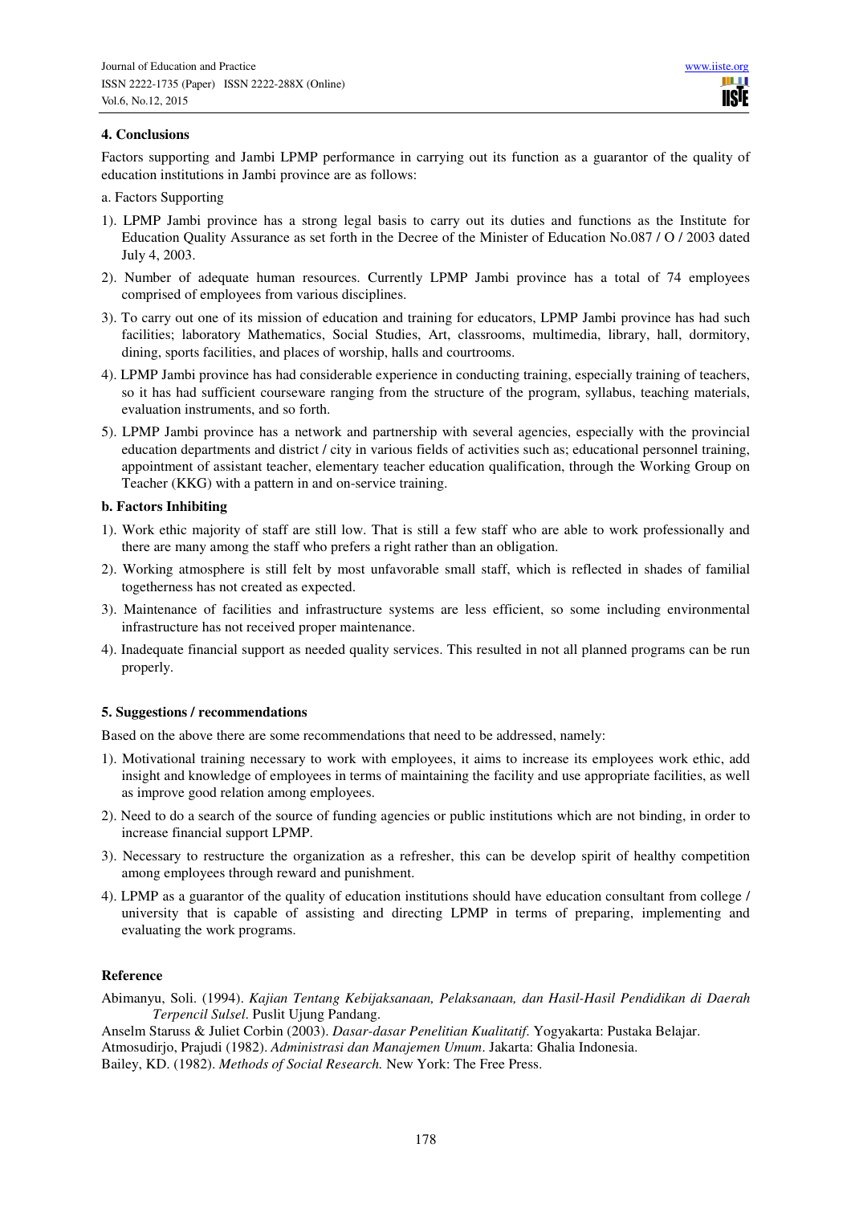## 4. Conclusions

Factors supporting and Jambi LPMP performance in carrying out its function as a guarantor of the quality of education institutions in Jambi province are as follows:

a. Factors Supporting

1). LPMP Jambi province has a strong legal basis to carry out its duties and functions as the Institute for Education Quality Assurance as set forth in the Decree of the Minister of Education No.087 / O / 2003 dated July 4, 2003.

2). Number of adequate human resources. Currently LPMP Jambi province has a total of 74 employees comprised of employees from various disciplines.

3). To carry out one of its mission of education and training for educators, LPMP Jambi province has had such facilities; laboratory Mathematics, Social Studies, Art, classrooms, multimedia, library, hall, dormitory, dining, sports facilities, and places of worship, halls and courtrooms.

4). LPMP Jambi province has had considerable experience in conducting training, especially training of teachers, so it has had sufficient courseware ranging from the structure of the program, syllabus, teaching materials, evaluation instruments, and so forth.

5). LPMP Jambi province has a network and partnership with several agencies, especially with the provincial education departments and district / city in various fields of activities such as; educational personnel training, appointment of assistant teacher, elementary teacher education qualification, through the Working Group on Teacher (KKG) with a pattern in and on-service training.

**b. Factors Inhibiting**

1). Work ethic majority of staff are still low. That is still a few staff who are able to work professionally and there are many among the staff who prefers a right rather than an obligation.

2). Working atmosphere is still felt by most unfavorable small staff, which is reflected in shades of familial togetherness has not created as expected.

3). Maintenance of facilities and infrastructure systems are less efficient, so some including environmental infrastructure has not received proper maintenance.

4). Inadequate financial support as needed quality services. This resulted in not all planned programs can be run properly.

## 5. Suggestions / recommendations

Based on the above there are some recommendations that need to be addressed, namely:

1). Motivational training necessary to work with employees, it aims to increase its employees work ethic, add insight and knowledge of employees in terms of maintaining the facility and use appropriate facilities, as well as improve good relation among employees.

2). Need to do a search of the source of funding agencies or public institutions which are not binding, in order to increase financial support LPMP.

3). Necessary to restructure the organization as a refresher, this can be develop spirit of healthy competition among employees through reward and punishment.

4). LPMP as a guarantor of the quality of education institutions should have education consultant from college / university that is capable of assisting and directing LPMP in terms of preparing, implementing and evaluating the work programs.

## Reference

Abimanyu, Soli. (1994). *Kajian Tentang Kebijaksanaan, Pelaksanaan, dan Hasil-Hasil Pendidikan di Daerah Terpencil Sulsel*. Puslit Ujung Pandang.

Anselm Staruss & Juliet Corbin (2003). *Dasar-dasar Penelitian Kualitatif.* Yogyakarta: Pustaka Belajar.

Atmosudirjo, Prajudi (1982). *Administrasi dan Manajemen Umum*. Jakarta: Ghalia Indonesia.

Bailey, KD. (1982). *Methods of Social Research.* New York: The Free Press.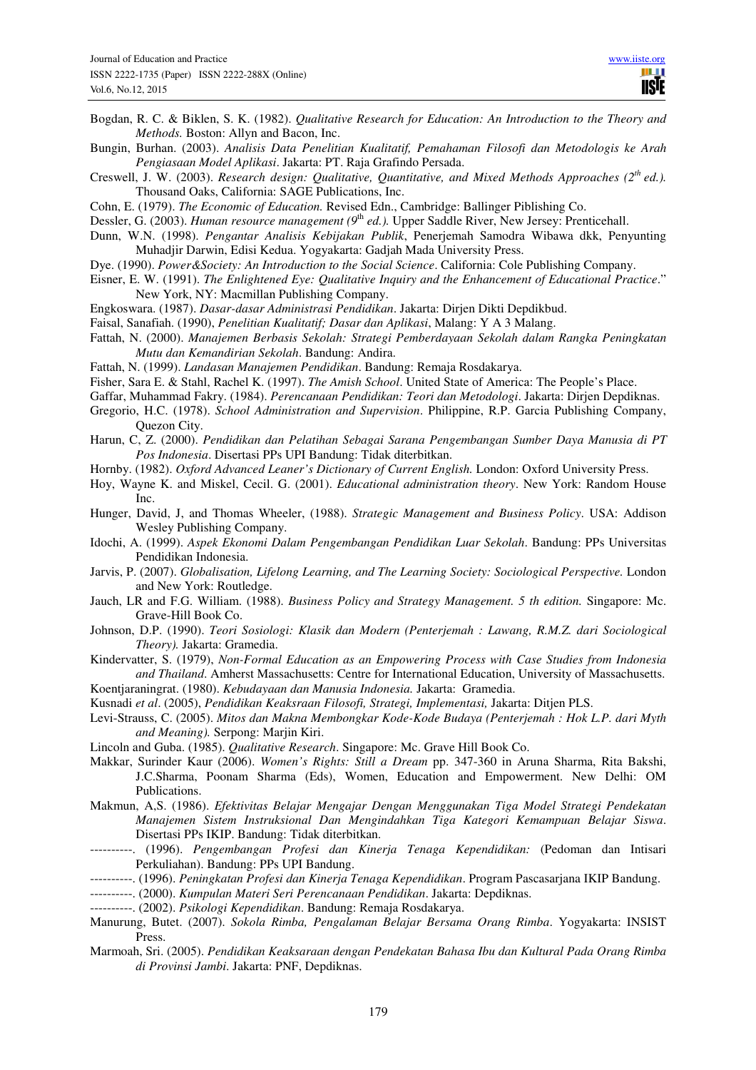Bogdan, R. C. & Biklen, S. K. (1982). *Qualitative Research for Education: An Introduction to the Theory and Methods.* Boston: Allyn and Bacon, Inc.

Bungin, Burhan. (2003). *Analisis Data Penelitian Kualitatif, Pemahaman Filosofi dan Metodologis ke Arah Pengiasaan Model Aplikasi*. Jakarta: PT. Raja Grafindo Persada.

Creswell, J. W. (2003). *Research design: Qualitative, Quantitative, and Mixed Methods Approaches (2th ed.).* Thousand Oaks, California: SAGE Publications, Inc.

Cohn, E. (1979). *The Economic of Education.* Revised Edn., Cambridge: Ballinger Piblishing Co.

Dessler, G. (2003). *Human resource management (9th ed.).* Upper Saddle River, New Jersey: Prenticehall.

Dunn, W.N. (1998). *Pengantar Analisis Kebijakan Publik*, Penerjemah Samodra Wibawa dkk, Penyunting Muhadjir Darwin, Edisi Kedua. Yogyakarta: Gadjah Mada University Press.

Dye. (1990). *Power&Society: An Introduction to the Social Science*. California: Cole Publishing Company.

Eisner, E. W. (1991). *The Enlightened Eye: Qualitative Inquiry and the Enhancement of Educational Practice*." New York, NY: Macmillan Publishing Company.

Engkoswara. (1987). *Dasar-dasar Administrasi Pendidikan*. Jakarta: Dirjen Dikti Depdikbud.

Faisal, Sanafiah. (1990), *Penelitian Kualitatif; Dasar dan Aplikasi*, Malang: Y A 3 Malang.

Fattah, N. (2000). *Manajemen Berbasis Sekolah: Strategi Pemberdayaan Sekolah dalam Rangka Peningkatan Mutu dan Kemandirian Sekolah*. Bandung: Andira.

Fattah, N. (1999). *Landasan Manajemen Pendidikan*. Bandung: Remaja Rosdakarya.

Fisher, Sara E. & Stahl, Rachel K. (1997). *The Amish School*. United State of America: The People's Place.

Gaffar, Muhammad Fakry. (1984). *Perencanaan Pendidikan: Teori dan Metodologi*. Jakarta: Dirjen Depdiknas.

Gregorio, H.C. (1978). *School Administration and Supervision*. Philippine, R.P. Garcia Publishing Company, Quezon City.

Harun, C, Z. (2000). *Pendidikan dan Pelatihan Sebagai Sarana Pengembangan Sumber Daya Manusia di PT Pos Indonesia*. Disertasi PPs UPI Bandung: Tidak diterbitkan.

Hornby. (1982). *Oxford Advanced Leaner's Dictionary of Current English.* London: Oxford University Press.

Hoy, Wayne K. and Miskel, Cecil. G. (2001). *Educational administration theory*. New York: Random House Inc.

Hunger, David, J, and Thomas Wheeler, (1988). *Strategic Management and Business Policy*. USA: Addison Wesley Publishing Company.

Idochi, A. (1999). *Aspek Ekonomi Dalam Pengembangan Pendidikan Luar Sekolah*. Bandung: PPs Universitas Pendidikan Indonesia.

Jarvis, P. (2007). *Globalisation, Lifelong Learning, and The Learning Society: Sociological Perspective.* London and New York: Routledge.

Jauch, LR and F.G. William. (1988). *Business Policy and Strategy Management. 5 th edition.* Singapore: Mc. Grave-Hill Book Co.

Johnson, D.P. (1990). *Teori Sosiologi: Klasik dan Modern (Penterjemah : Lawang, R.M.Z. dari Sociological Theory).* Jakarta: Gramedia.

Kindervatter, S. (1979), *Non-Formal Education as an Empowering Process with Case Studies from Indonesia and Thailand*. Amherst Massachusetts: Centre for International Education, University of Massachusetts.

Koentjaraningrat. (1980). *Kebudayaan dan Manusia Indonesia.* Jakarta: Gramedia.

Kusnadi *et al*. (2005), *Pendidikan Keaksraan Filosofi, Strategi, Implementasi,* Jakarta: Ditjen PLS.

Levi-Strauss, C. (2005). *Mitos dan Makna Membongkar Kode-Kode Budaya (Penterjemah : Hok L.P. dari Myth and Meaning).* Serpong: Marjin Kiri.

Lincoln and Guba. (1985). *Qualitative Research*. Singapore: Mc. Grave Hill Book Co.

Makkar, Surinder Kaur (2006). *Women's Rights: Still a Dream* pp. 347-360 in Aruna Sharma, Rita Bakshi, J.C.Sharma, Poonam Sharma (Eds), Women, Education and Empowerment. New Delhi: OM Publications.

Makmun, A,S. (1986). *Efektivitas Belajar Mengajar Dengan Menggunakan Tiga Model Strategi Pendekatan Manajemen Sistem Instruksional Dan Mengindahkan Tiga Kategori Kemampuan Belajar Siswa*. Disertasi PPs IKIP. Bandung: Tidak diterbitkan.

----------. (1996). *Pengembangan Profesi dan Kinerja Tenaga Kependidikan:* (Pedoman dan Intisari Perkuliahan). Bandung: PPs UPI Bandung.

----------. (1996). *Peningkatan Profesi dan Kinerja Tenaga Kependidikan*. Program Pascasarjana IKIP Bandung.

----------. (2000). *Kumpulan Materi Seri Perencanaan Pendidikan*. Jakarta: Depdiknas.

----------. (2002). *Psikologi Kependidikan*. Bandung: Remaja Rosdakarya.

Manurung, Butet. (2007). *Sokola Rimba, Pengalaman Belajar Bersama Orang Rimba*. Yogyakarta: INSIST Press.

Marmoah, Sri. (2005). *Pendidikan Keaksaraan dengan Pendekatan Bahasa Ibu dan Kultural Pada Orang Rimba di Provinsi Jambi*. Jakarta: PNF, Depdiknas.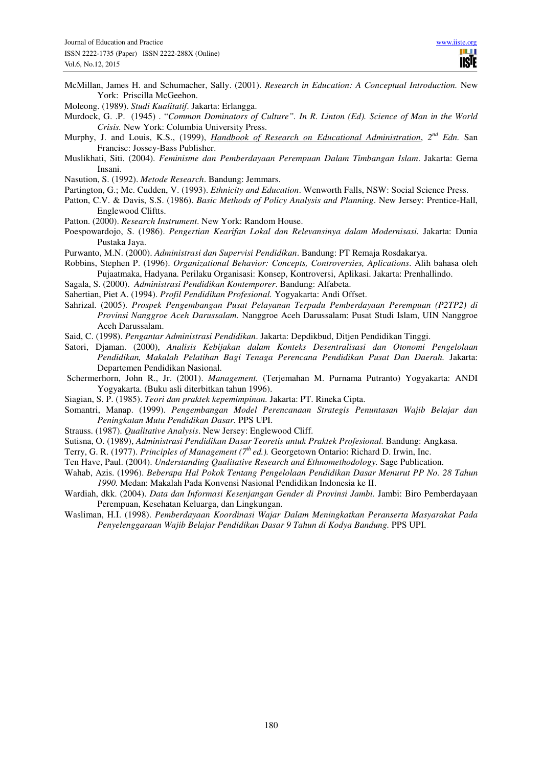McMillan, James H. and Schumacher, Sally. (2001). *Research in Education: A Conceptual Introduction.* New York: Priscilla McGeehon.

Moleong. (1989). *Studi Kualitatif*. Jakarta: Erlangga.

Murdock, G. .P. (1945) . "*Common Dominators of Culture". In R. Linton (Ed). Science of Man in the World Crisis.* New York: Columbia University Press.

Murphy, J. and Louis, K.S., (1999), *Handbook of Research on Educational Administration*, *2nd Edn.* San Francisc: Jossey-Bass Publisher.

Muslikhati, Siti. (2004). *Feminisme dan Pemberdayaan Perempuan Dalam Timbangan Islam*. Jakarta: Gema Insani.

Nasution, S. (1992). *Metode Research*. Bandung: Jemmars.

Partington, G.; Mc. Cudden, V. (1993). *Ethnicity and Education*. Wenworth Falls, NSW: Social Science Press.

Patton, C.V. & Davis, S.S. (1986). *Basic Methods of Policy Analysis and Planning*. New Jersey: Prentice-Hall, Englewood Cliftts.

Patton. (2000). *Research Instrument*. New York: Random House.

Poespowardojo, S. (1986). *Pengertian Kearifan Lokal dan Relevansinya dalam Modernisasi.* Jakarta: Dunia Pustaka Jaya.

Purwanto, M.N. (2000). *Administrasi dan Supervisi Pendidikan*. Bandung: PT Remaja Rosdakarya.

Robbins, Stephen P. (1996). *Organizational Behavior: Concepts, Controversies, Aplications*. Alih bahasa oleh Pujaatmaka, Hadyana. Perilaku Organisasi: Konsep, Kontroversi, Aplikasi. Jakarta: Prenhallindo.

Sagala, S. (2000). *Administrasi Pendidikan Kontemporer*. Bandung: Alfabeta.

Sahertian, Piet A. (1994). *Profil Pendidikan Profesional.* Yogyakarta: Andi Offset.

Sahrizal. (2005). *Prospek Pengembangan Pusat Pelayanan Terpadu Pemberdayaan Perempuan (P2TP2) di Provinsi Nanggroe Aceh Darussalam.* Nanggroe Aceh Darussalam: Pusat Studi Islam, UIN Nanggroe Aceh Darussalam.

Said, C. (1998). *Pengantar Administrasi Pendidikan*. Jakarta: Depdikbud, Ditjen Pendidikan Tinggi.

Satori, Djaman. (2000), *Analisis Kebijakan dalam Konteks Desentralisasi dan Otonomi Pengelolaan Pendidikan, Makalah Pelatihan Bagi Tenaga Perencana Pendidikan Pusat Dan Daerah.* Jakarta: Departemen Pendidikan Nasional.

Schermerhorn, John R., Jr. (2001). *Management.* (Terjemahan M. Purnama Putranto) Yogyakarta: ANDI Yogyakarta. (Buku asli diterbitkan tahun 1996).

Siagian, S. P. (1985). *Teori dan praktek kepemimpinan.* Jakarta: PT. Rineka Cipta.

Somantri, Manap. (1999). *Pengembangan Model Perencanaan Strategis Penuntasan Wajib Belajar dan Peningkatan Mutu Pendidikan Dasar.* PPS UPI.

Strauss. (1987). *Qualitative Analysis*. New Jersey: Englewood Cliff.

Sutisna, O. (1989), *Administrasi Pendidikan Dasar Teoretis untuk Praktek Profesional.* Bandung: Angkasa.

Terry, G. R. (1977). *Principles of Management (7th ed.).* Georgetown Ontario: Richard D. Irwin, Inc.

Ten Have, Paul. (2004). *Understanding Qualitative Research and Ethnomethodology.* Sage Publication.

Wahab, Azis. (1996). *Beberapa Hal Pokok Tentang Pengelolaan Pendidikan Dasar Menurut PP No. 28 Tahun 1990.* Medan: Makalah Pada Konvensi Nasional Pendidikan Indonesia ke II.

Wardiah, dkk. (2004). *Data dan Informasi Kesenjangan Gender di Provinsi Jambi.* Jambi: Biro Pemberdayaan Perempuan, Kesehatan Keluarga, dan Lingkungan.

Wasliman, H.I. (1998). *Pemberdayaan Koordinasi Wajar Dalam Meningkatkan Peranserta Masyarakat Pada Penyelenggaraan Wajib Belajar Pendidikan Dasar 9 Tahun di Kodya Bandung.* PPS UPI.